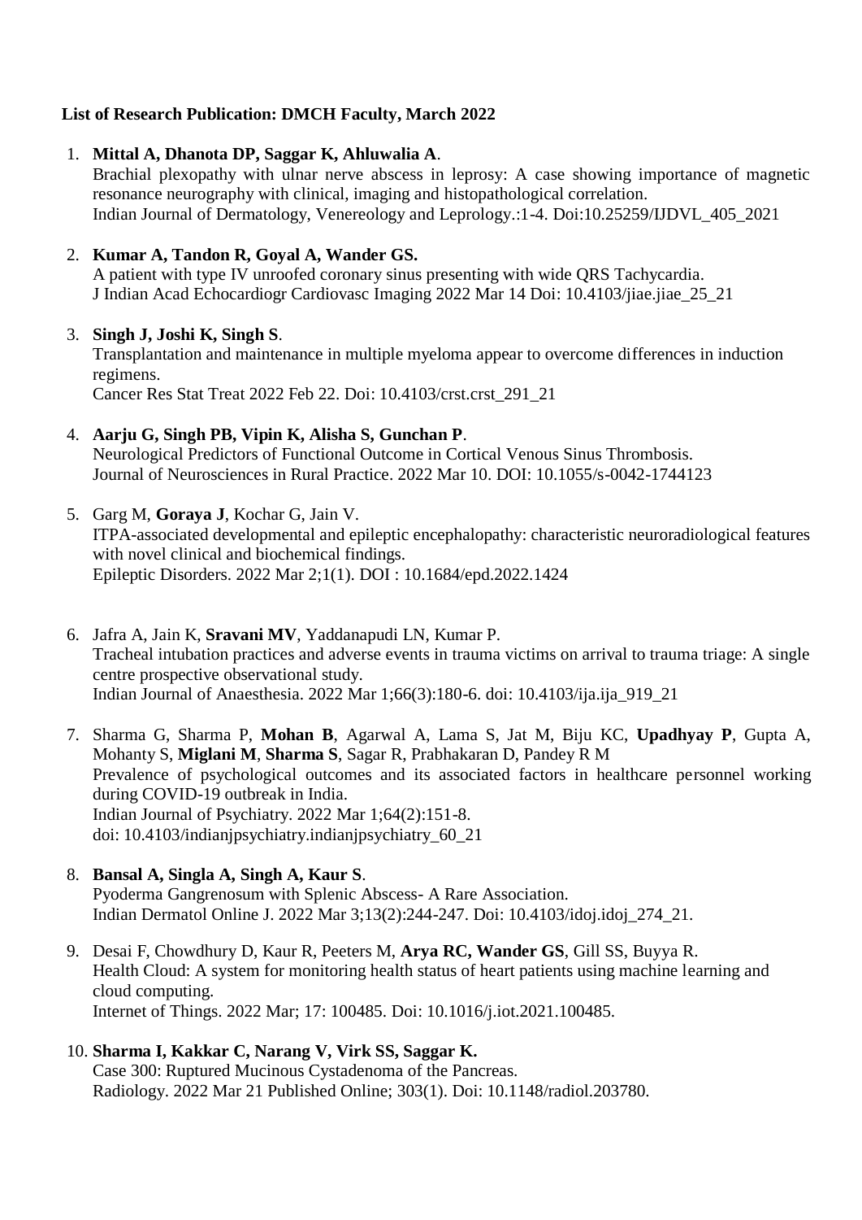**List of Research Publication: DMCH Faculty, March 2022**

1. **Mittal A, Dhanota DP, Saggar K, Ahluwalia A**.
   Brachial plexopathy with ulnar nerve abscess in leprosy: A case showing importance of magnetic resonance neurography with clinical, imaging and histopathological correlation.
   Indian Journal of Dermatology, Venereology and Leprology.:1-4. Doi:10.25259/IJDVL_405_2021

2. **Kumar A, Tandon R, Goyal A, Wander GS.**
   A patient with type IV unroofed coronary sinus presenting with wide QRS Tachycardia.
   J Indian Acad Echocardiogr Cardiovasc Imaging 2022 Mar 14 Doi: 10.4103/jiae.jiae_25_21

3. **Singh J, Joshi K, Singh S**.
   Transplantation and maintenance in multiple myeloma appear to overcome differences in induction regimens.
   Cancer Res Stat Treat 2022 Feb 22. Doi: 10.4103/crst.crst_291_21

4. **Aarju G, Singh PB, Vipin K, Alisha S, Gunchan P**.
   Neurological Predictors of Functional Outcome in Cortical Venous Sinus Thrombosis.
   Journal of Neurosciences in Rural Practice. 2022 Mar 10. DOI: 10.1055/s-0042-1744123

5. Garg M, **Goraya J**, Kochar G, Jain V.
   ITPA-associated developmental and epileptic encephalopathy: characteristic neuroradiological features with novel clinical and biochemical findings.
   Epileptic Disorders. 2022 Mar 2;1(1). DOI : 10.1684/epd.2022.1424

6. Jafra A, Jain K, **Sravani MV**, Yaddanapudi LN, Kumar P.
   Tracheal intubation practices and adverse events in trauma victims on arrival to trauma triage: A single centre prospective observational study.
   Indian Journal of Anaesthesia. 2022 Mar 1;66(3):180-6. doi: 10.4103/ija.ija_919_21

7. Sharma G, Sharma P, **Mohan B**, Agarwal A, Lama S, Jat M, Biju KC, **Upadhyay P**, Gupta A, Mohanty S, **Miglani M**, **Sharma S**, Sagar R, Prabhakaran D, Pandey R M
   Prevalence of psychological outcomes and its associated factors in healthcare personnel working during COVID-19 outbreak in India.
   Indian Journal of Psychiatry. 2022 Mar 1;64(2):151-8.
   doi: 10.4103/indianjpsychiatry.indianjpsychiatry_60_21

8. **Bansal A, Singla A, Singh A, Kaur S**.
   Pyoderma Gangrenosum with Splenic Abscess- A Rare Association.
   Indian Dermatol Online J. 2022 Mar 3;13(2):244-247. Doi: 10.4103/idoj.idoj_274_21.

9. Desai F, Chowdhury D, Kaur R, Peeters M, **Arya RC, Wander GS**, Gill SS, Buyya R.
   Health Cloud: A system for monitoring health status of heart patients using machine learning and cloud computing.
   Internet of Things. 2022 Mar; 17: 100485. Doi: 10.1016/j.iot.2021.100485.

10. **Sharma I, Kakkar C, Narang V, Virk SS, Saggar K.**
    Case 300: Ruptured Mucinous Cystadenoma of the Pancreas.
    Radiology. 2022 Mar 21 Published Online; 303(1). Doi: 10.1148/radiol.203780.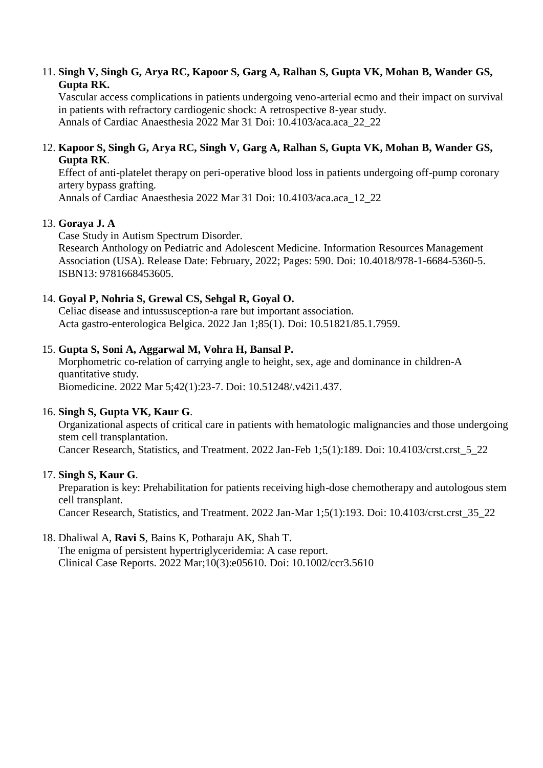11. **Singh V, Singh G, Arya RC, Kapoor S, Garg A, Ralhan S, Gupta VK, Mohan B, Wander GS, Gupta RK.**
    Vascular access complications in patients undergoing veno-arterial ecmo and their impact on survival in patients with refractory cardiogenic shock: A retrospective 8-year study.
    Annals of Cardiac Anaesthesia 2022 Mar 31 Doi: 10.4103/aca.aca_22_22

12. **Kapoor S, Singh G, Arya RC, Singh V, Garg A, Ralhan S, Gupta VK, Mohan B, Wander GS, Gupta RK**.
    Effect of anti-platelet therapy on peri-operative blood loss in patients undergoing off-pump coronary artery bypass grafting.
    Annals of Cardiac Anaesthesia 2022 Mar 31 Doi: 10.4103/aca.aca_12_22

13. **Goraya J. A**
    Case Study in Autism Spectrum Disorder.
    Research Anthology on Pediatric and Adolescent Medicine. Information Resources Management Association (USA). Release Date: February, 2022; Pages: 590. Doi: 10.4018/978-1-6684-5360-5. ISBN13: 9781668453605.

14. **Goyal P, Nohria S, Grewal CS, Sehgal R, Goyal O.**
    Celiac disease and intussusception-a rare but important association.
    Acta gastro-enterologica Belgica. 2022 Jan 1;85(1). Doi: 10.51821/85.1.7959.

15. **Gupta S, Soni A, Aggarwal M, Vohra H, Bansal P.**
    Morphometric co-relation of carrying angle to height, sex, age and dominance in children-A quantitative study.
    Biomedicine. 2022 Mar 5;42(1):23-7. Doi: 10.51248/.v42i1.437.

16. **Singh S, Gupta VK, Kaur G**.
    Organizational aspects of critical care in patients with hematologic malignancies and those undergoing stem cell transplantation.
    Cancer Research, Statistics, and Treatment. 2022 Jan-Feb 1;5(1):189. Doi: 10.4103/crst.crst_5_22

17. **Singh S, Kaur G**.
    Preparation is key: Prehabilitation for patients receiving high-dose chemotherapy and autologous stem cell transplant.
    Cancer Research, Statistics, and Treatment. 2022 Jan-Mar 1;5(1):193. Doi: 10.4103/crst.crst_35_22

18. Dhaliwal A, **Ravi S**, Bains K, Potharaju AK, Shah T.
    The enigma of persistent hypertriglyceridemia: A case report.
    Clinical Case Reports. 2022 Mar;10(3):e05610. Doi: 10.1002/ccr3.5610